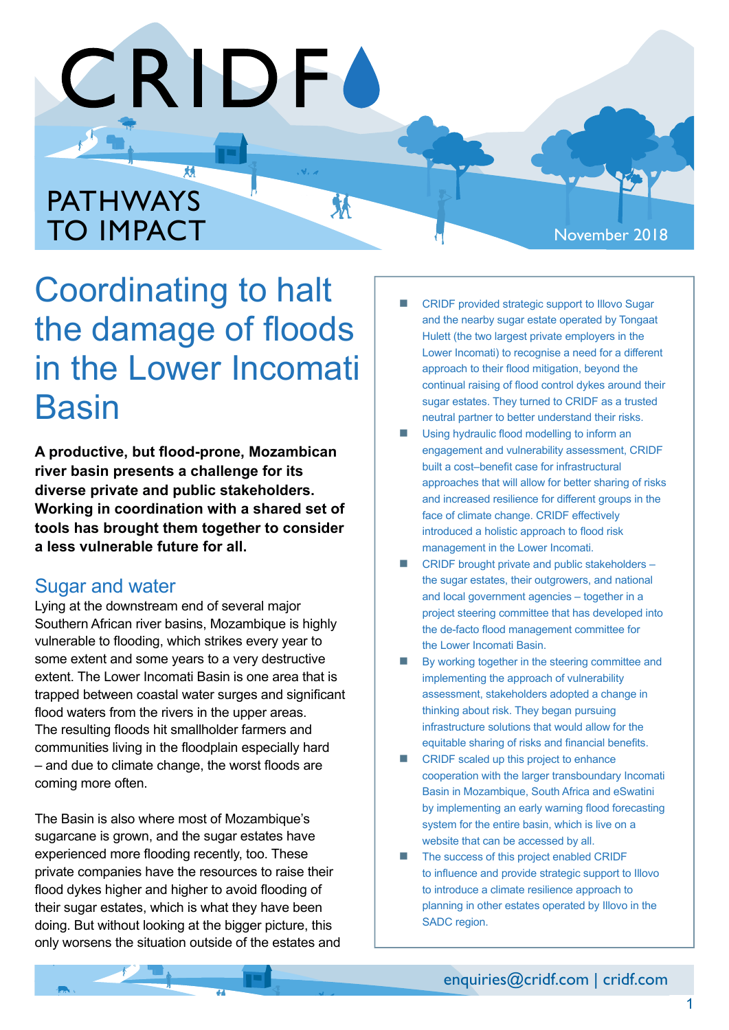# CRIDF

PATHWAYS TO IMPACT

November 2018

# Coordinating to halt the damage of floods in the Lower Incomati Basin

**A productive, but flood-prone, Mozambican river basin presents a challenge for its diverse private and public stakeholders. Working in coordination with a shared set of tools has brought them together to consider a less vulnerable future for all.**

## Sugar and water

Lying at the downstream end of several major Southern African river basins, Mozambique is highly vulnerable to flooding, which strikes every year to some extent and some years to a very destructive extent. The Lower Incomati Basin is one area that is trapped between coastal water surges and significant flood waters from the rivers in the upper areas. The resulting floods hit smallholder farmers and communities living in the floodplain especially hard – and due to climate change, the worst floods are coming more often.

The Basin is also where most of Mozambique's sugarcane is grown, and the sugar estates have experienced more flooding recently, too. These private companies have the resources to raise their flood dykes higher and higher to avoid flooding of their sugar estates, which is what they have been doing. But without looking at the bigger picture, this only worsens the situation outside of the estates and

- CRIDF provided strategic support to Illovo Sugar and the nearby sugar estate operated by Tongaat Hulett (the two largest private employers in the Lower Incomati) to recognise a need for a different approach to their flood mitigation, beyond the continual raising of flood control dykes around their sugar estates. They turned to CRIDF as a trusted neutral partner to better understand their risks.
- Using hydraulic flood modelling to inform an engagement and vulnerability assessment, CRIDF built a cost–benefit case for infrastructural approaches that will allow for better sharing of risks and increased resilience for different groups in the face of climate change. CRIDF effectively introduced a holistic approach to flood risk management in the Lower Incomati.
- CRIDF brought private and public stakeholders – the sugar estates, their outgrowers, and national and local government agencies – together in a project steering committee that has developed into the de-facto flood management committee for the Lower Incomati Basin.
- By working together in the steering committee and implementing the approach of vulnerability assessment, stakeholders adopted a change in thinking about risk. They began pursuing infrastructure solutions that would allow for the equitable sharing of risks and financial benefits.
- CRIDF scaled up this project to enhance cooperation with the larger transboundary Incomati Basin in Mozambique, South Africa and eSwatini by implementing an early warning flood forecasting system for the entire basin, which is live on a website that can be accessed by all.
- The success of this project enabled CRIDF to influence and provide strategic support to Illovo to introduce a climate resilience approach to planning in other estates operated by Illovo in the SADC region.

enquiries@cridf.com | cridf.com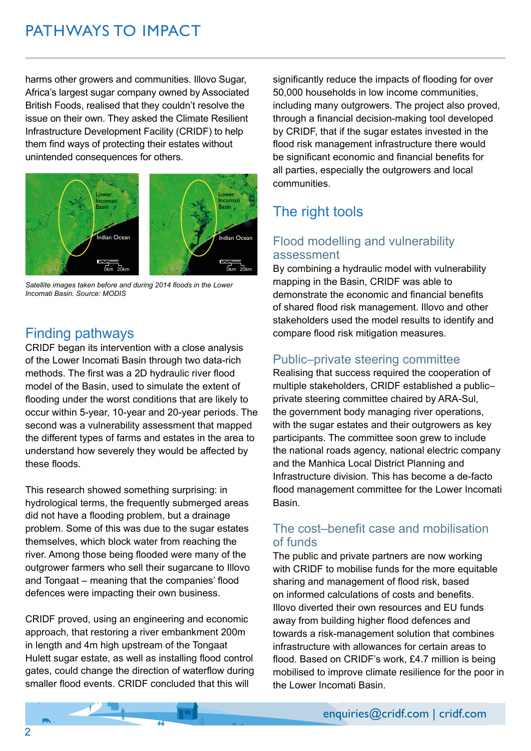harms other growers and communities. Illovo Sugar, Africa's largest sugar company owned by Associated British Foods, realised that they couldn't resolve the issue on their own. They asked the Climate Resilient Infrastructure Development Facility (CRIDF) to help them find ways of protecting their estates without unintended consequences for others.

*Satellite images taken before and during 2014 floods in the Lower Incomati Basin. Source: MODIS*

## Finding pathways

CRIDF began its intervention with a close analysis of the Lower Incomati Basin through two data-rich methods. The first was a 2D hydraulic river flood model of the Basin, used to simulate the extent of flooding under the worst conditions that are likely to occur within 5-year, 10-year and 20-year periods. The second was a vulnerability assessment that mapped the different types of farms and estates in the area to understand how severely they would be affected by these floods.

This research showed something surprising: in hydrological terms, the frequently submerged areas did not have a flooding problem, but a drainage problem. Some of this was due to the sugar estates themselves, which block water from reaching the river. Among those being flooded were many of the outgrower farmers who sell their sugarcane to Illovo and Tongaat – meaning that the companies' flood defences were impacting their own business.

CRIDF proved, using an engineering and economic approach, that restoring a river embankment 200m in length and 4m high upstream of the Tongaat Hulett sugar estate, as well as installing flood control gates, could change the direction of waterflow during smaller flood events. CRIDF concluded that this will significantly reduce the impacts of flooding for over 50,000 households in low income communities, including many outgrowers. The project also proved, through a financial decision-making tool developed by CRIDF, that if the sugar estates invested in the flood risk management infrastructure there would be significant economic and financial benefits for all parties, especially the outgrowers and local communities.

## The right tools

### Flood modelling and vulnerability assessment

By combining a hydraulic model with vulnerability mapping in the Basin, CRIDF was able to demonstrate the economic and financial benefits of shared flood risk management. Illovo and other stakeholders used the model results to identify and compare flood risk mitigation measures.

### Public–private steering committee

Realising that success required the cooperation of multiple stakeholders, CRIDF established a public–private steering committee chaired by ARA-Sul, the government body managing river operations, with the sugar estates and their outgrowers as key participants. The committee soon grew to include the national roads agency, national electric company and the Manhica Local District Planning and Infrastructure division. This has become a de-facto flood management committee for the Lower Incomati Basin.

### The cost–benefit case and mobilisation of funds

The public and private partners are now working with CRIDF to mobilise funds for the more equitable sharing and management of flood risk, based on informed calculations of costs and benefits. Illovo diverted their own resources and EU funds away from building higher flood defences and towards a risk-management solution that combines infrastructure with allowances for certain areas to flood. Based on CRIDF's work, £4.7 million is being mobilised to improve climate resilience for the poor in the Lower Incomati Basin.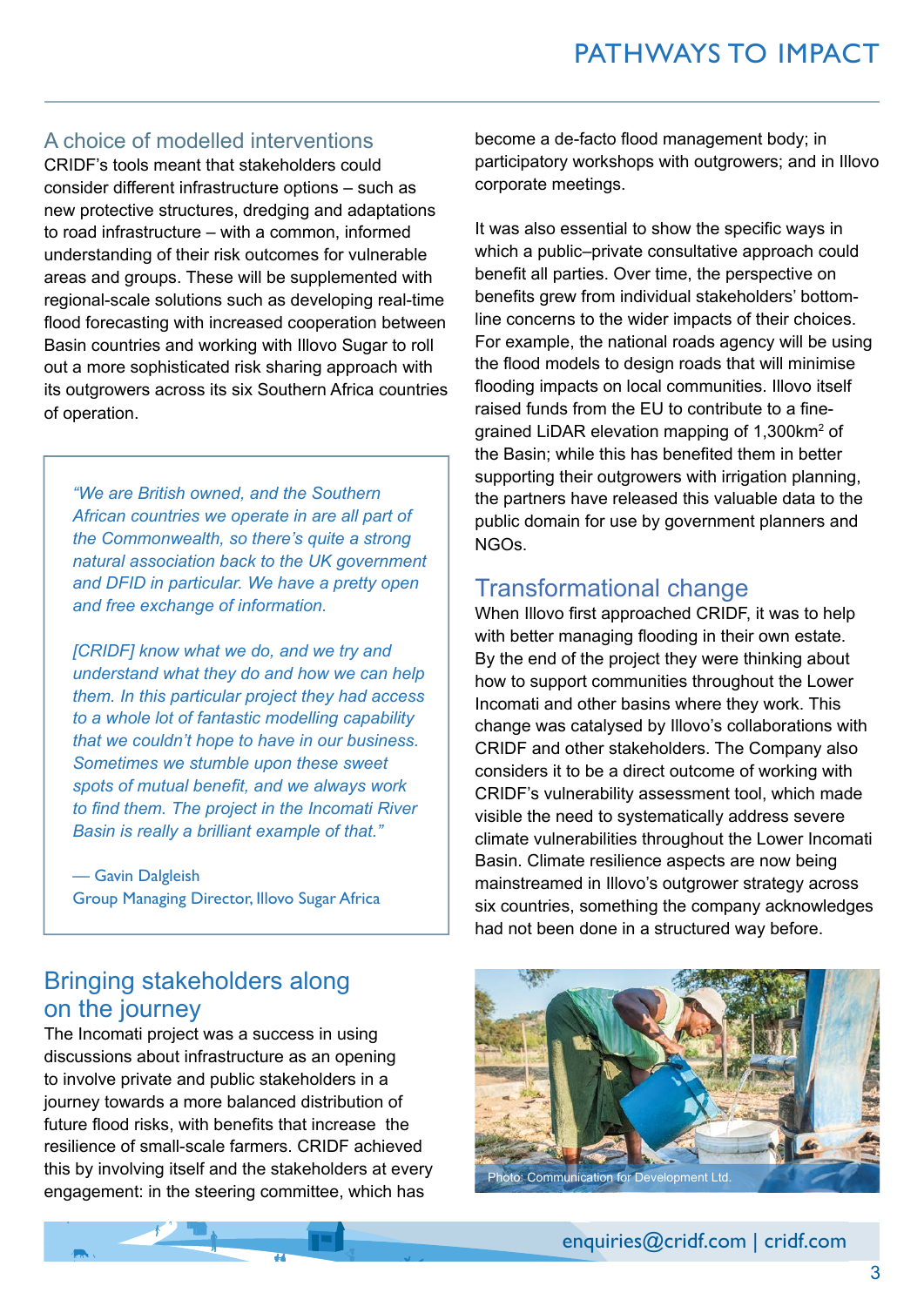## A choice of modelled interventions

CRIDF's tools meant that stakeholders could consider different infrastructure options – such as new protective structures, dredging and adaptations to road infrastructure – with a common, informed understanding of their risk outcomes for vulnerable areas and groups. These will be supplemented with regional-scale solutions such as developing real-time flood forecasting with increased cooperation between Basin countries and working with Illovo Sugar to roll out a more sophisticated risk sharing approach with its outgrowers across its six Southern Africa countries of operation.

> *"We are British owned, and the Southern African countries we operate in are all part of the Commonwealth, so there's quite a strong natural association back to the UK government and DFID in particular. We have a pretty open and free exchange of information.*
>
> *[CRIDF] know what we do, and we try and understand what they do and how we can help them. In this particular project they had access to a whole lot of fantastic modelling capability that we couldn't hope to have in our business. Sometimes we stumble upon these sweet spots of mutual benefit, and we always work to find them. The project in the Incomati River Basin is really a brilliant example of that."*
>
> — Gavin Dalgleish
> Group Managing Director, Illovo Sugar Africa

## Bringing stakeholders along on the journey

The Incomati project was a success in using discussions about infrastructure as an opening to involve private and public stakeholders in a journey towards a more balanced distribution of future flood risks, with benefits that increase the resilience of small-scale farmers. CRIDF achieved this by involving itself and the stakeholders at every engagement: in the steering committee, which has become a de-facto flood management body; in participatory workshops with outgrowers; and in Illovo corporate meetings.

It was also essential to show the specific ways in which a public–private consultative approach could benefit all parties. Over time, the perspective on benefits grew from individual stakeholders' bottom-line concerns to the wider impacts of their choices. For example, the national roads agency will be using the flood models to design roads that will minimise flooding impacts on local communities. Illovo itself raised funds from the EU to contribute to a fine-grained LiDAR elevation mapping of 1,300km$^2$ of the Basin; while this has benefited them in better supporting their outgrowers with irrigation planning, the partners have released this valuable data to the public domain for use by government planners and NGOs.

## Transformational change

When Illovo first approached CRIDF, it was to help with better managing flooding in their own estate. By the end of the project they were thinking about how to support communities throughout the Lower Incomati and other basins where they work. This change was catalysed by Illovo's collaborations with CRIDF and other stakeholders. The Company also considers it to be a direct outcome of working with CRIDF's vulnerability assessment tool, which made visible the need to systematically address severe climate vulnerabilities throughout the Lower Incomati Basin. Climate resilience aspects are now being mainstreamed in Illovo's outgrower strategy across six countries, something the company acknowledges had not been done in a structured way before.

Photo: Communication for Development Ltd.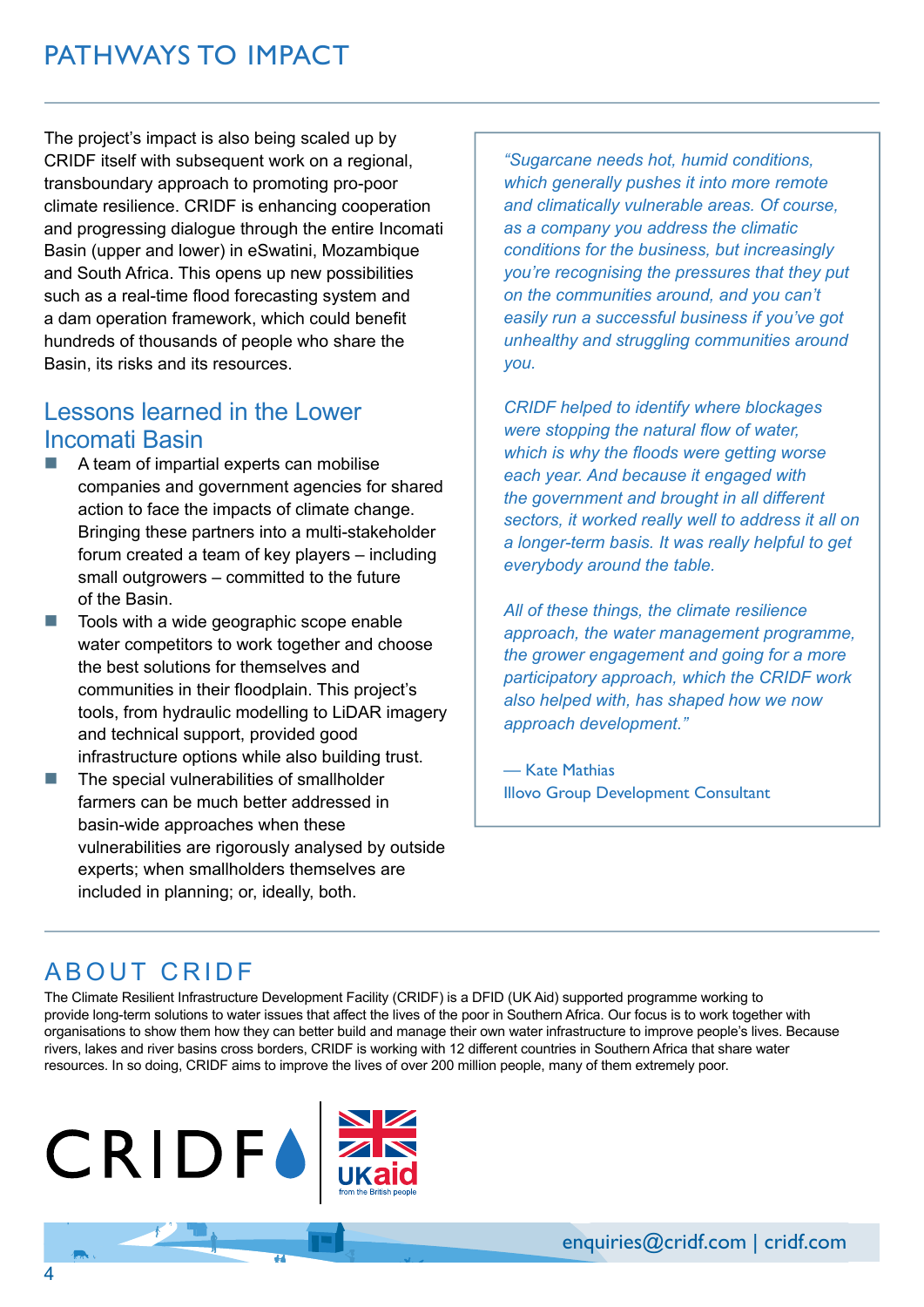# PATHWAYS TO IMPACT

The project's impact is also being scaled up by CRIDF itself with subsequent work on a regional, transboundary approach to promoting pro-poor climate resilience. CRIDF is enhancing cooperation and progressing dialogue through the entire Incomati Basin (upper and lower) in eSwatini, Mozambique and South Africa. This opens up new possibilities such as a real-time flood forecasting system and a dam operation framework, which could benefit hundreds of thousands of people who share the Basin, its risks and its resources.

## Lessons learned in the Lower Incomati Basin

- A team of impartial experts can mobilise companies and government agencies for shared action to face the impacts of climate change. Bringing these partners into a multi-stakeholder forum created a team of key players – including small outgrowers – committed to the future of the Basin.
- Tools with a wide geographic scope enable water competitors to work together and choose the best solutions for themselves and communities in their floodplain. This project's tools, from hydraulic modelling to LiDAR imagery and technical support, provided good infrastructure options while also building trust.
- The special vulnerabilities of smallholder farmers can be much better addressed in basin-wide approaches when these vulnerabilities are rigorously analysed by outside experts; when smallholders themselves are included in planning; or, ideally, both.

*"Sugarcane needs hot, humid conditions, which generally pushes it into more remote and climatically vulnerable areas. Of course, as a company you address the climatic conditions for the business, but increasingly you're recognising the pressures that they put on the communities around, and you can't easily run a successful business if you've got unhealthy and struggling communities around you.*

*CRIDF helped to identify where blockages were stopping the natural flow of water, which is why the floods were getting worse each year. And because it engaged with the government and brought in all different sectors, it worked really well to address it all on a longer-term basis. It was really helpful to get everybody around the table.*

*All of these things, the climate resilience approach, the water management programme, the grower engagement and going for a more participatory approach, which the CRIDF work also helped with, has shaped how we now approach development."*

— Kate Mathias
Illovo Group Development Consultant

# ABOUT CRIDF

The Climate Resilient Infrastructure Development Facility (CRIDF) is a DFID (UK Aid) supported programme working to provide long-term solutions to water issues that affect the lives of the poor in Southern Africa. Our focus is to work together with organisations to show them how they can better build and manage their own water infrastructure to improve people's lives. Because rivers, lakes and river basins cross borders, CRIDF is working with 12 different countries in Southern Africa that share water resources. In so doing, CRIDF aims to improve the lives of over 200 million people, many of them extremely poor.

CRIDF

UKaid from the British people

enquiries@cridf.com | cridf.com